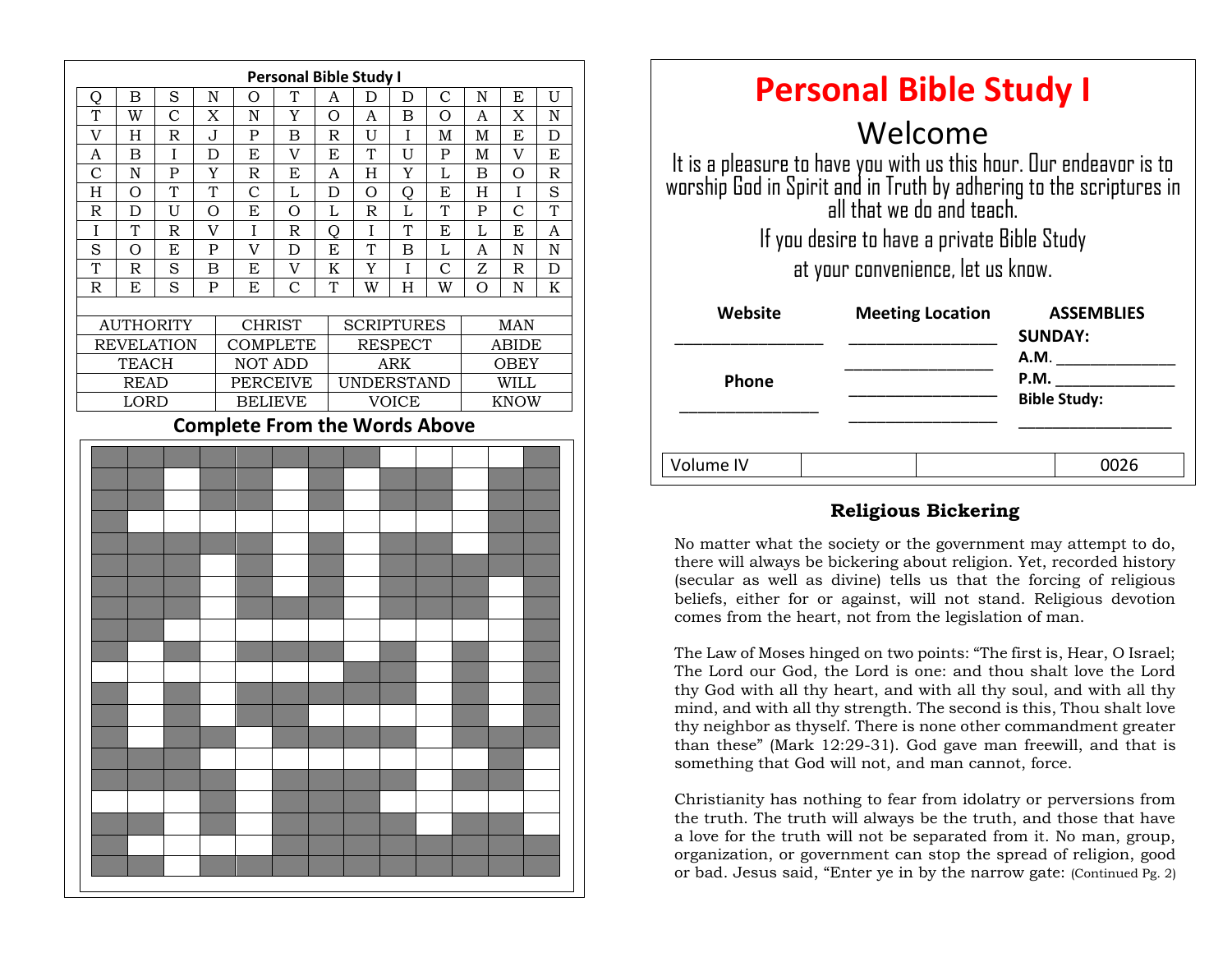## Personal Bible Study I

| | | | | | | | | | | | | |
|---|---|---|---|---|---|---|---|---|---|---|---|---|
| Q | B | S | N | O | T | A | D | D | C | N | E | U |
| T | W | C | X | N | Y | O | A | B | O | A | X | N |
| V | H | R | J | P | B | R | U | I | M | M | E | D |
| A | B | I | D | E | V | E | T | U | P | M | V | E |
| C | N | P | Y | R | E | A | H | Y | L | B | O | R |
| H | O | T | T | C | L | D | O | Q | E | H | I | S |
| R | D | U | O | E | O | L | R | L | T | P | C | T |
| I | T | R | V | I | R | Q | I | T | E | L | E | A |
| S | O | E | P | V | D | E | T | B | L | A | N | N |
| T | R | S | B | E | V | K | Y | I | C | Z | R | D |
| R | E | S | P | E | C | T | W | H | W | O | N | K |

| | | | |
|---|---|---|---|
| AUTHORITY | CHRIST | SCRIPTURES | MAN |
| REVELATION | COMPLETE | RESPECT | ABIDE |
| TEACH | NOT ADD | ARK | OBEY |
| READ | PERCEIVE | UNDERSTAND | WILL |
| LORD | BELIEVE | VOICE | KNOW |

### Complete From the Words Above

# Personal Bible Study I

## Welcome

It is a pleasure to have you with us this hour. Our endeavor is to worship God in Spirit and in Truth by adhering to the scriptures in all that we do and teach.

If you desire to have a private Bible Study at your convenience, let us know.

| Website | Meeting Location | ASSEMBLIES |
|---|---|---|
| ________________ | ________________ | **SUNDAY:** |
| | ________________ | **A.M.** ______________ |
| **Phone** | ________________ | **P.M.** ______________ |
| ________________ | ________________ | **Bible Study:** ________________ |

| Volume IV | | | 0026 |
|---|---|---|---|

### Religious Bickering

No matter what the society or the government may attempt to do, there will always be bickering about religion. Yet, recorded history (secular as well as divine) tells us that the forcing of religious beliefs, either for or against, will not stand. Religious devotion comes from the heart, not from the legislation of man.

The Law of Moses hinged on two points: "The first is, Hear, O Israel; The Lord our God, the Lord is one: and thou shalt love the Lord thy God with all thy heart, and with all thy soul, and with all thy mind, and with all thy strength. The second is this, Thou shalt love thy neighbor as thyself. There is none other commandment greater than these" (Mark 12:29-31). God gave man freewill, and that is something that God will not, and man cannot, force.

Christianity has nothing to fear from idolatry or perversions from the truth. The truth will always be the truth, and those that have a love for the truth will not be separated from it. No man, group, organization, or government can stop the spread of religion, good or bad. Jesus said, "Enter ye in by the narrow gate: (Continued Pg. 2)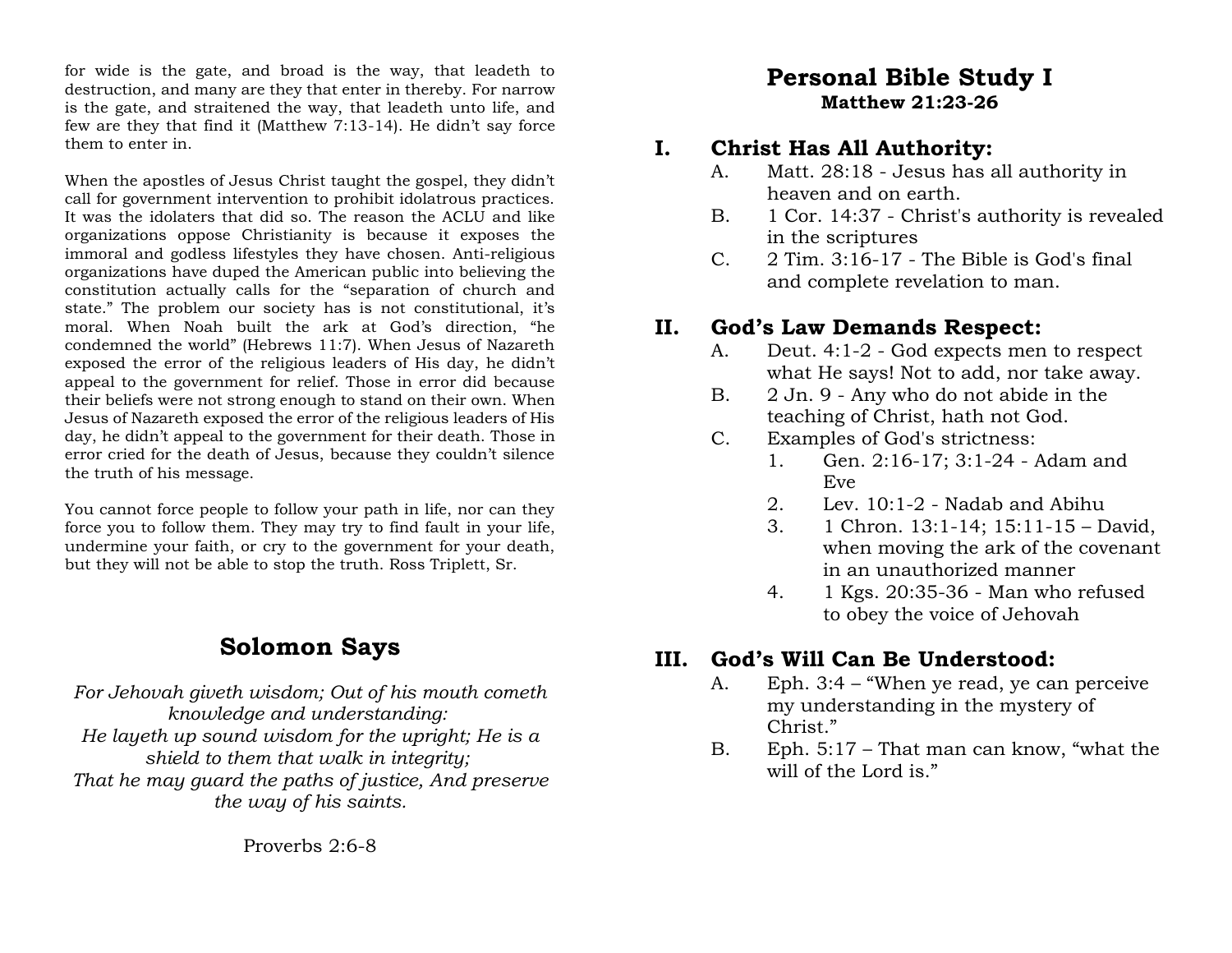for wide is the gate, and broad is the way, that leadeth to destruction, and many are they that enter in thereby. For narrow is the gate, and straitened the way, that leadeth unto life, and few are they that find it (Matthew 7:13-14). He didn't say force them to enter in.

When the apostles of Jesus Christ taught the gospel, they didn't call for government intervention to prohibit idolatrous practices. It was the idolaters that did so. The reason the ACLU and like organizations oppose Christianity is because it exposes the immoral and godless lifestyles they have chosen. Anti-religious organizations have duped the American public into believing the constitution actually calls for the "separation of church and state." The problem our society has is not constitutional, it's moral. When Noah built the ark at God's direction, "he condemned the world" (Hebrews 11:7). When Jesus of Nazareth exposed the error of the religious leaders of His day, he didn't appeal to the government for relief. Those in error did because their beliefs were not strong enough to stand on their own. When Jesus of Nazareth exposed the error of the religious leaders of His day, he didn't appeal to the government for their death. Those in error cried for the death of Jesus, because they couldn't silence the truth of his message.

You cannot force people to follow your path in life, nor can they force you to follow them. They may try to find fault in your life, undermine your faith, or cry to the government for your death, but they will not be able to stop the truth. Ross Triplett, Sr.

## Solomon Says

*For Jehovah giveth wisdom; Out of his mouth cometh knowledge and understanding:*
*He layeth up sound wisdom for the upright; He is a shield to them that walk in integrity;*
*That he may guard the paths of justice, And preserve the way of his saints.*

Proverbs 2:6-8

## Personal Bible Study I

**Matthew 21:23-26**

### I. Christ Has All Authority:

A. Matt. 28:18 - Jesus has all authority in heaven and on earth.
B. 1 Cor. 14:37 - Christ's authority is revealed in the scriptures
C. 2 Tim. 3:16-17 - The Bible is God's final and complete revelation to man.

### II. God's Law Demands Respect:

A. Deut. 4:1-2 - God expects men to respect what He says! Not to add, nor take away.
B. 2 Jn. 9 - Any who do not abide in the teaching of Christ, hath not God.
C. Examples of God's strictness:
  1. Gen. 2:16-17; 3:1-24 - Adam and Eve
  2. Lev. 10:1-2 - Nadab and Abihu
  3. 1 Chron. 13:1-14; 15:11-15 – David, when moving the ark of the covenant in an unauthorized manner
  4. 1 Kgs. 20:35-36 - Man who refused to obey the voice of Jehovah

### III. God's Will Can Be Understood:

A. Eph. 3:4 – "When ye read, ye can perceive my understanding in the mystery of Christ."
B. Eph. 5:17 – That man can know, "what the will of the Lord is."